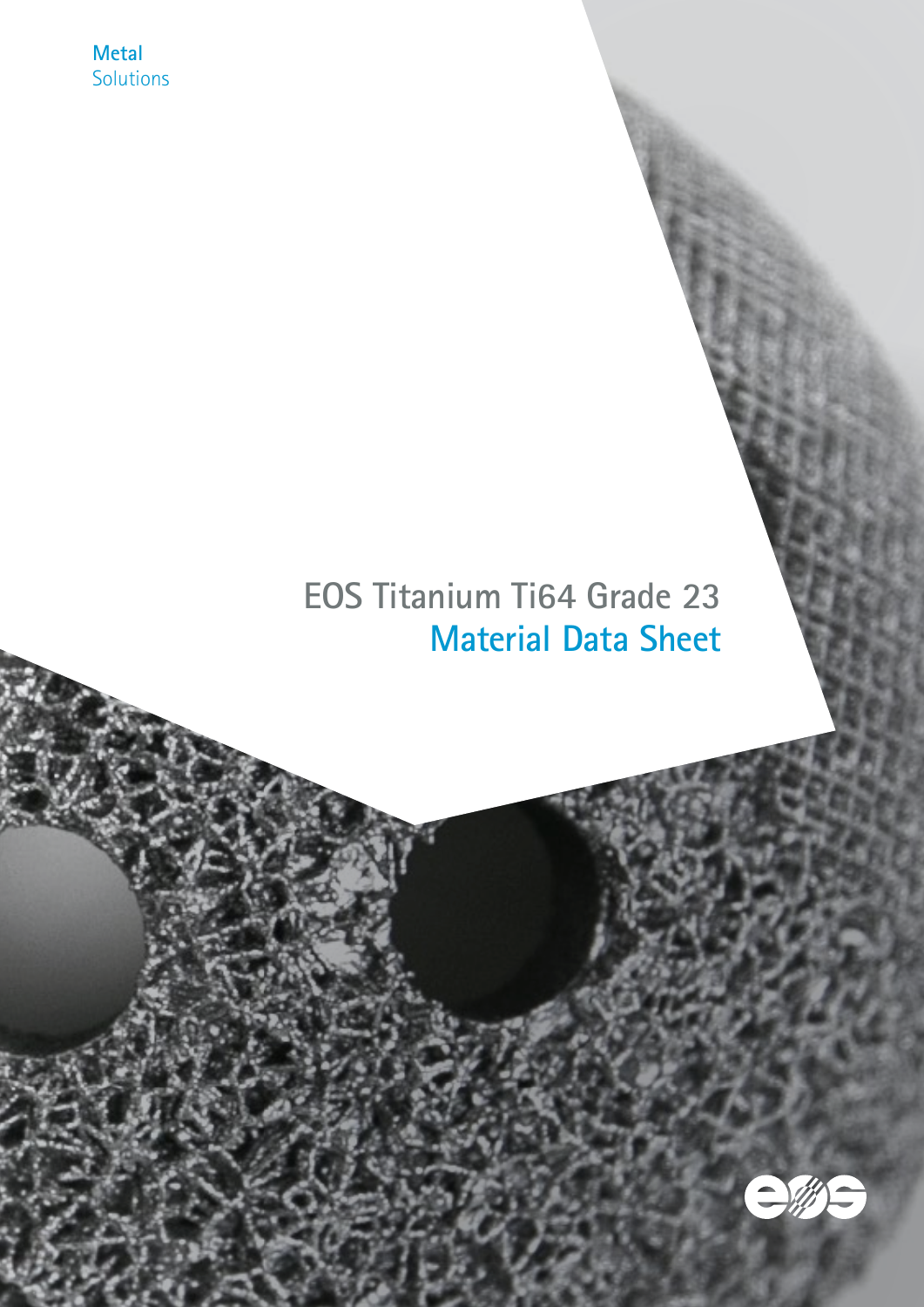Metal
Solutions

# EOS Titanium Ti64 Grade 23

## Material Data Sheet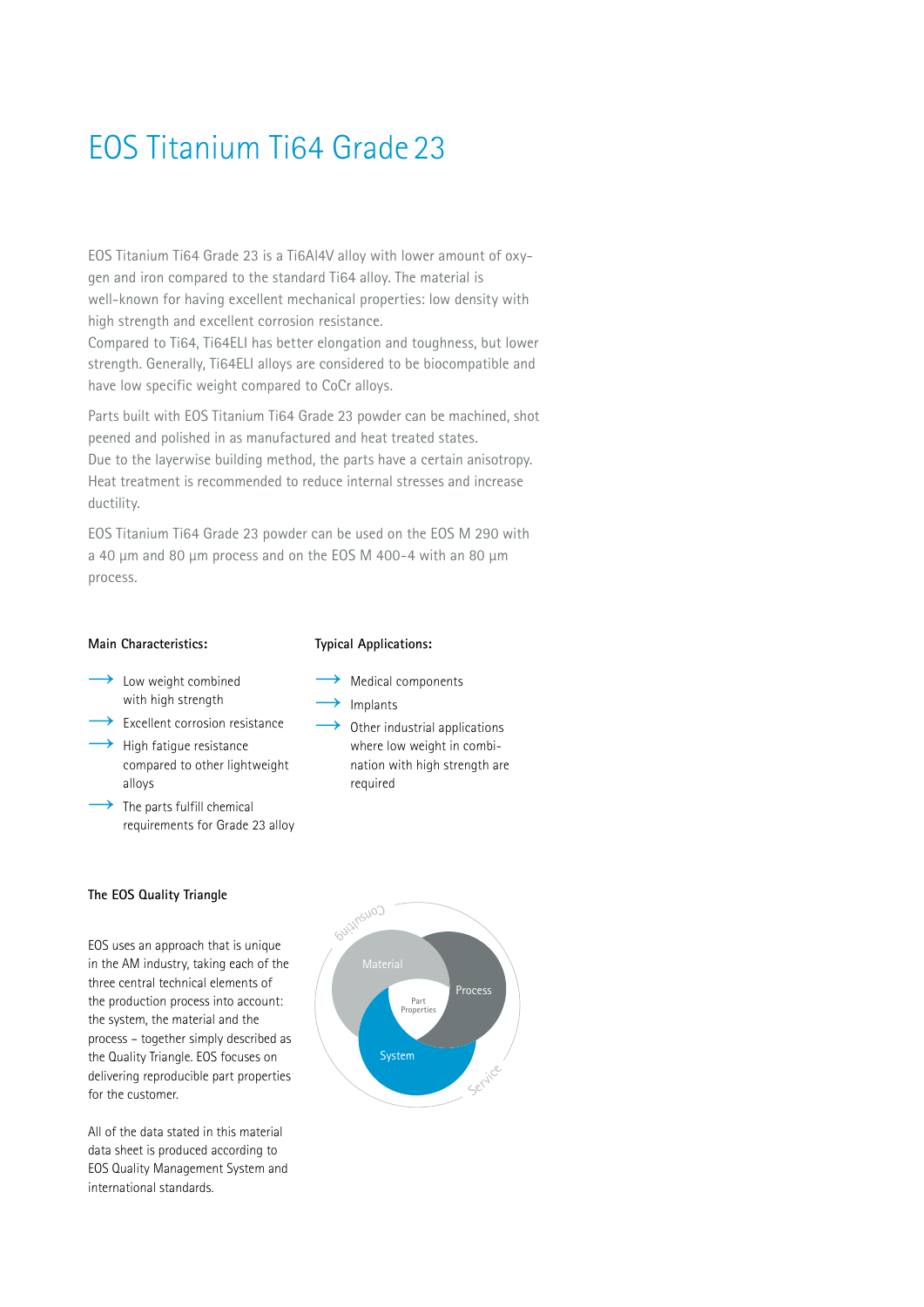# EOS Titanium Ti64 Grade 23

EOS Titanium Ti64 Grade 23 is a Ti6Al4V alloy with lower amount of oxygen and iron compared to the standard Ti64 alloy. The material is well-known for having excellent mechanical properties: low density with high strength and excellent corrosion resistance.
Compared to Ti64, Ti64ELI has better elongation and toughness, but lower strength. Generally, Ti64ELI alloys are considered to be biocompatible and have low specific weight compared to CoCr alloys.

Parts built with EOS Titanium Ti64 Grade 23 powder can be machined, shot peened and polished in as manufactured and heat treated states.
Due to the layerwise building method, the parts have a certain anisotropy. Heat treatment is recommended to reduce internal stresses and increase ductility.

EOS Titanium Ti64 Grade 23 powder can be used on the EOS M 290 with a 40 µm and 80 µm process and on the EOS M 400-4 with an 80 µm process.

**Main Characteristics:**

- Low weight combined with high strength
- Excellent corrosion resistance
- High fatigue resistance compared to other lightweight alloys
- The parts fulfill chemical requirements for Grade 23 alloy

**Typical Applications:**

- Medical components
- Implants
- Other industrial applications where low weight in combination with high strength are required

**The EOS Quality Triangle**

EOS uses an approach that is unique in the AM industry, taking each of the three central technical elements of the production process into account: the system, the material and the process – together simply described as the Quality Triangle. EOS focuses on delivering reproducible part properties for the customer.

All of the data stated in this material data sheet is produced according to EOS Quality Management System and international standards.

Consulting
Material
Process
Part Properties
System
Service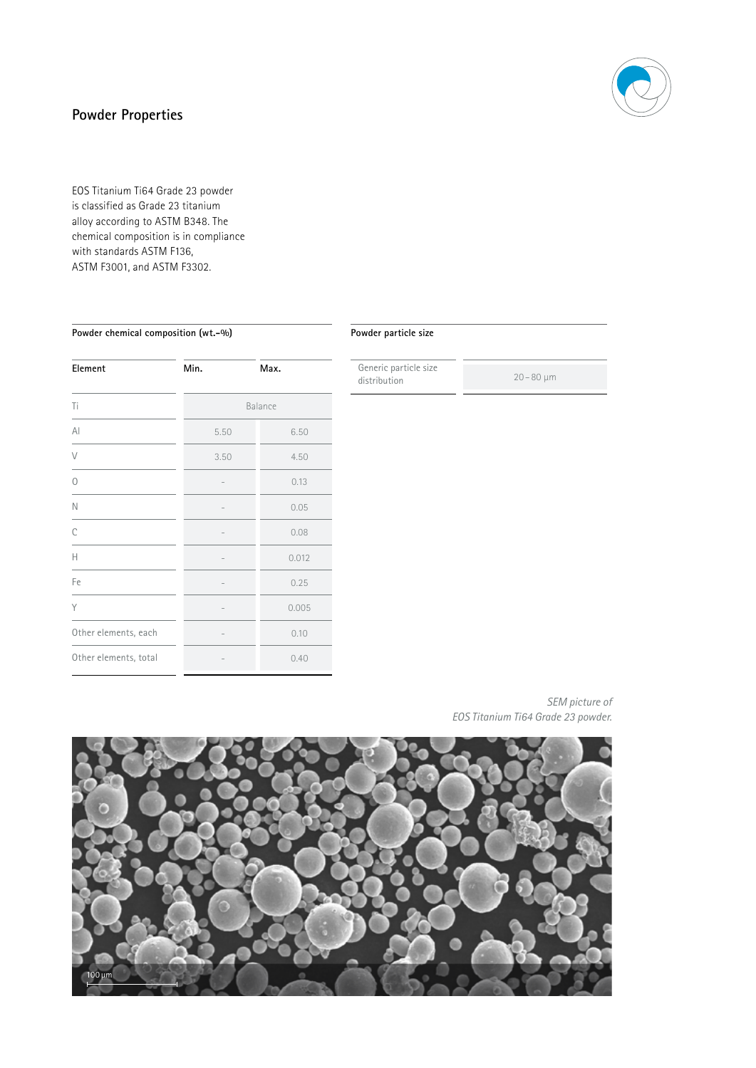## Powder Properties

EOS Titanium Ti64 Grade 23 powder is classified as Grade 23 titanium alloy according to ASTM B348. The chemical composition is in compliance with standards ASTM F136, ASTM F3001, and ASTM F3302.

**Powder chemical composition (wt.-%)**

| Element | Min. | Max. |
|---|---|---|
| Ti | Balance | |
| Al | 5.50 | 6.50 |
| V | 3.50 | 4.50 |
| O | – | 0.13 |
| N | – | 0.05 |
| C | – | 0.08 |
| H | – | 0.012 |
| Fe | – | 0.25 |
| Y | – | 0.005 |
| Other elements, each | – | 0.10 |
| Other elements, total | – | 0.40 |

**Powder particle size**

| | |
|---|---|
| Generic particle size distribution | 20 – 80 µm |

*SEM picture of EOS Titanium Ti64 Grade 23 powder.*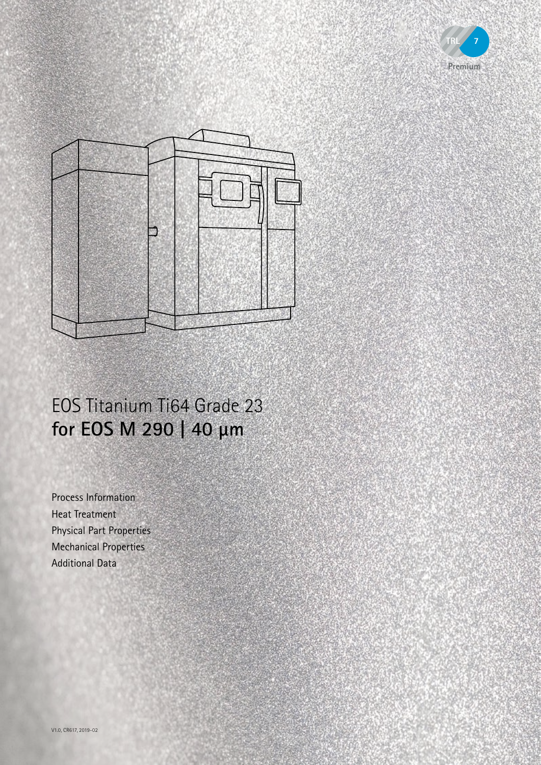TRL 7

Premium

# EOS Titanium Ti64 Grade 23

## for EOS M 290 | 40 µm

Process Information

Heat Treatment

Physical Part Properties

Mechanical Properties

Additional Data

V1.0, CR617, 2019-02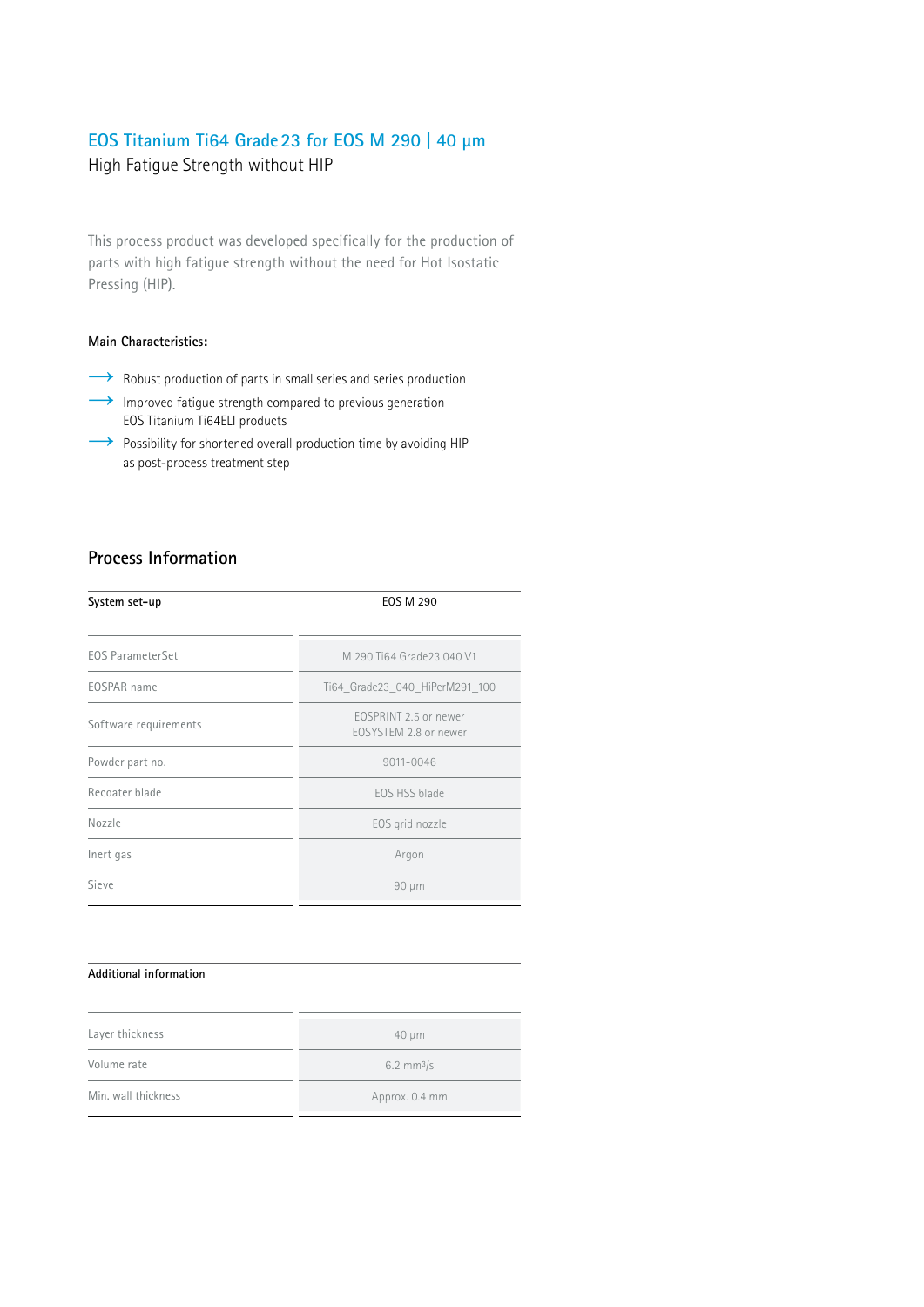## EOS Titanium Ti64 Grade 23 for EOS M 290 | 40 µm

High Fatigue Strength without HIP

This process product was developed specifically for the production of parts with high fatigue strength without the need for Hot Isostatic Pressing (HIP).

**Main Characteristics:**

- Robust production of parts in small series and series production
- Improved fatigue strength compared to previous generation EOS Titanium Ti64ELI products
- Possibility for shortened overall production time by avoiding HIP as post-process treatment step

## Process Information

| System set-up | EOS M 290 |
|---|---|
| EOS ParameterSet | M 290 Ti64 Grade23 040 V1 |
| EOSPAR name | Ti64_Grade23_040_HiPerM291_100 |
| Software requirements | EOSPRINT 2.5 or newer<br>EOSYSTEM 2.8 or newer |
| Powder part no. | 9011-0046 |
| Recoater blade | EOS HSS blade |
| Nozzle | EOS grid nozzle |
| Inert gas | Argon |
| Sieve | 90 µm |

| Additional information | |
|---|---|
| Layer thickness | 40 µm |
| Volume rate | 6.2 $mm^3/s$ |
| Min. wall thickness | Approx. 0.4 mm |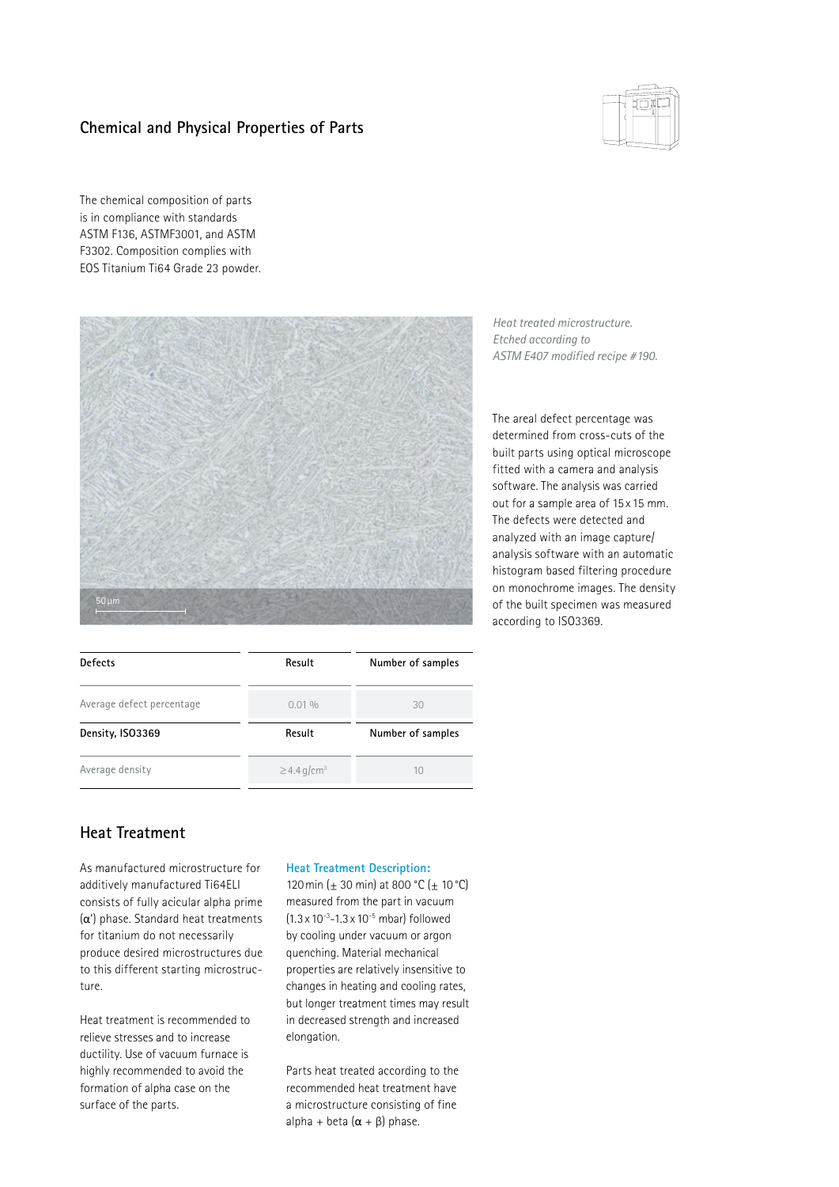## Chemical and Physical Properties of Parts

The chemical composition of parts is in compliance with standards ASTM F136, ASTMF3001, and ASTM F3302. Composition complies with EOS Titanium Ti64 Grade 23 powder.

*Heat treated microstructure. Etched according to ASTM E407 modified recipe #190.*

The areal defect percentage was determined from cross-cuts of the built parts using optical microscope fitted with a camera and analysis software. The analysis was carried out for a sample area of 15 x 15 mm. The defects were detected and analyzed with an image capture/ analysis software with an automatic histogram based filtering procedure on monochrome images. The density of the built specimen was measured according to ISO3369.

| Defects | Result | Number of samples |
|---|---|---|
| Average defect percentage | 0.01 % | 30 |
| **Density, ISO3369** | **Result** | **Number of samples** |
| Average density | ≥ 4.4 g/cm³ | 10 |

## Heat Treatment

As manufactured microstructure for additively manufactured Ti64ELI consists of fully acicular alpha prime (α') phase. Standard heat treatments for titanium do not necessarily produce desired microstructures due to this different starting microstructure.

Heat treatment is recommended to relieve stresses and to increase ductility. Use of vacuum furnace is highly recommended to avoid the formation of alpha case on the surface of the parts.

**Heat Treatment Description:**
120 min (± 30 min) at 800 °C (± 10 °C) measured from the part in vacuum ($1.3 \times 10^{-3}$-$1.3 \times 10^{-5}$ mbar) followed by cooling under vacuum or argon quenching. Material mechanical properties are relatively insensitive to changes in heating and cooling rates, but longer treatment times may result in decreased strength and increased elongation.

Parts heat treated according to the recommended heat treatment have a microstructure consisting of fine alpha + beta (α + β) phase.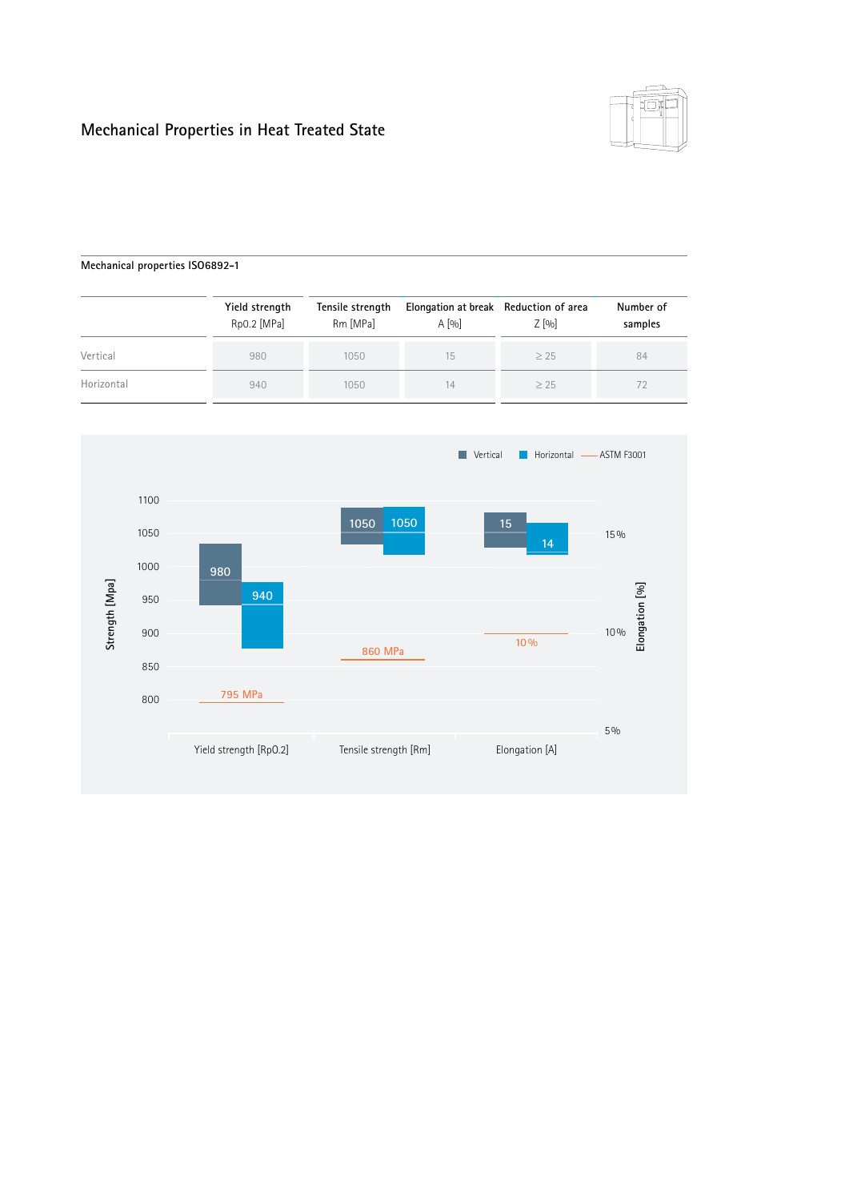# Mechanical Properties in Heat Treated State

**Mechanical properties ISO6892-1**

| | Yield strength Rp0.2 [MPa] | Tensile strength Rm [MPa] | Elongation at break A [%] | Reduction of area Z [%] | Number of samples |
|---|---|---|---|---|---|
| Vertical | 980 | 1050 | 15 | ≥ 25 | 84 |
| Horizontal | 940 | 1050 | 14 | ≥ 25 | 72 |

Vertical | Horizontal | ASTM F3001

Strength [Mpa]: 1100, 1050, 1000, 950, 900, 850, 800

Elongation [%]: 15 %, 10 %, 5 %

Yield strength [Rp0.2]: 980 (Vertical), 940 (Horizontal), 795 MPa (ASTM F3001)

Tensile strength [Rm]: 1050 (Vertical), 1050 (Horizontal), 860 MPa (ASTM F3001)

Elongation [A]: 15 (Vertical), 14 (Horizontal), 10 % (ASTM F3001)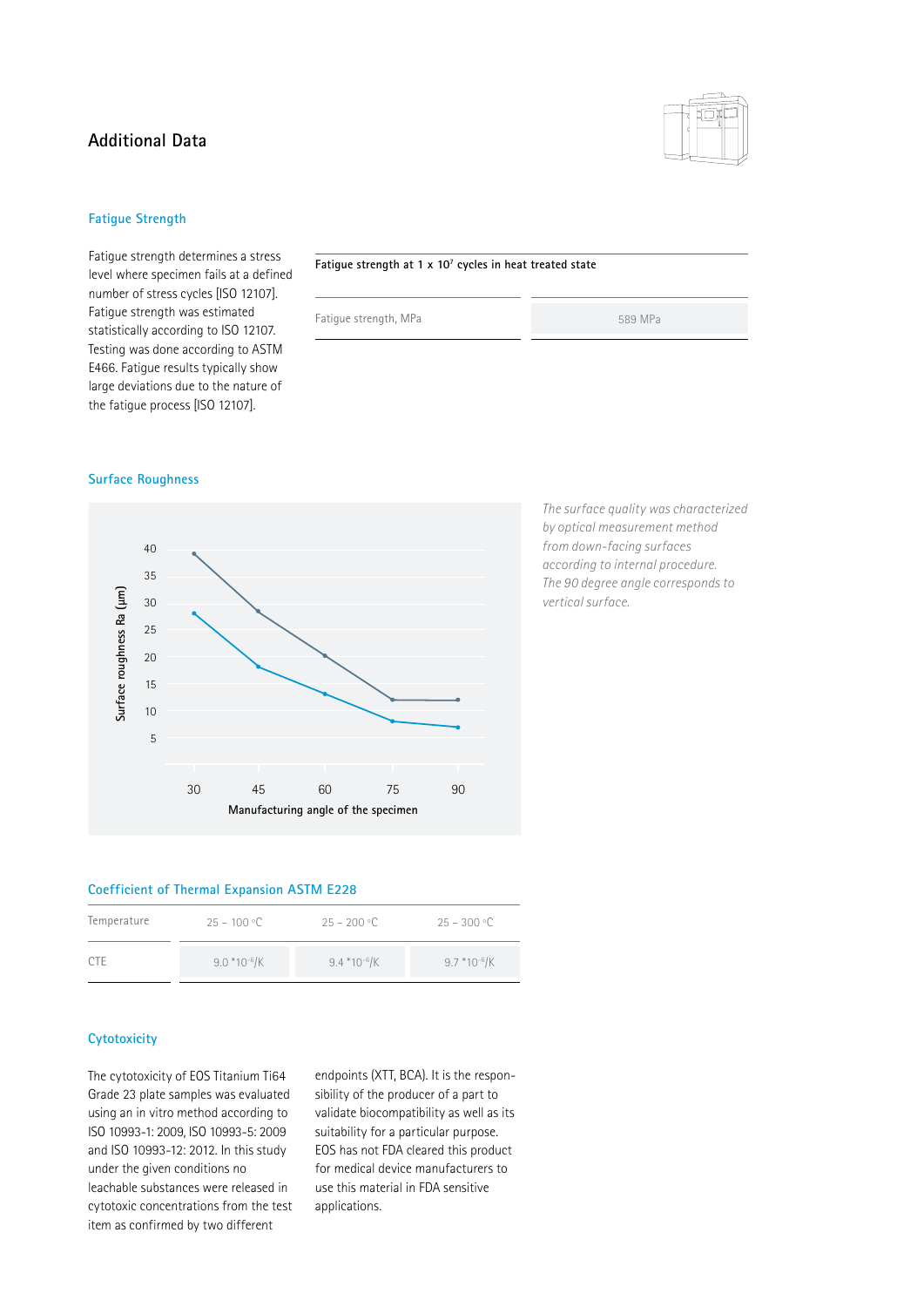## Additional Data

### Fatigue Strength

Fatigue strength determines a stress level where specimen fails at a defined number of stress cycles [ISO 12107]. Fatigue strength was estimated statistically according to ISO 12107. Testing was done according to ASTM E466. Fatigue results typically show large deviations due to the nature of the fatigue process [ISO 12107].

| Fatigue strength at 1 x $10^7$ cycles in heat treated state | |
|---|---|
| Fatigue strength, MPa | 589 MPa |

### Surface Roughness

Surface roughness Ra (µm)

40
35
30
25
20
15
10
5

30 45 60 75 90

Manufacturing angle of the specimen

*The surface quality was characterized by optical measurement method from down-facing surfaces according to internal procedure. The 90 degree angle corresponds to vertical surface.*

### Coefficient of Thermal Expansion ASTM E228

| Temperature | 25 – 100 °C | 25 – 200 °C | 25 – 300 °C |
|---|---|---|---|
| CTE | 9.0 $*10^{-6}$/K | 9.4 $*10^{-6}$/K | 9.7 $*10^{-6}$/K |

### Cytotoxicity

The cytotoxicity of EOS Titanium Ti64 Grade 23 plate samples was evaluated using an in vitro method according to ISO 10993-1: 2009, ISO 10993-5: 2009 and ISO 10993-12: 2012. In this study under the given conditions no leachable substances were released in cytotoxic concentrations from the test item as confirmed by two different endpoints (XTT, BCA). It is the responsibility of the producer of a part to validate biocompatibility as well as its suitability for a particular purpose. EOS has not FDA cleared this product for medical device manufacturers to use this material in FDA sensitive applications.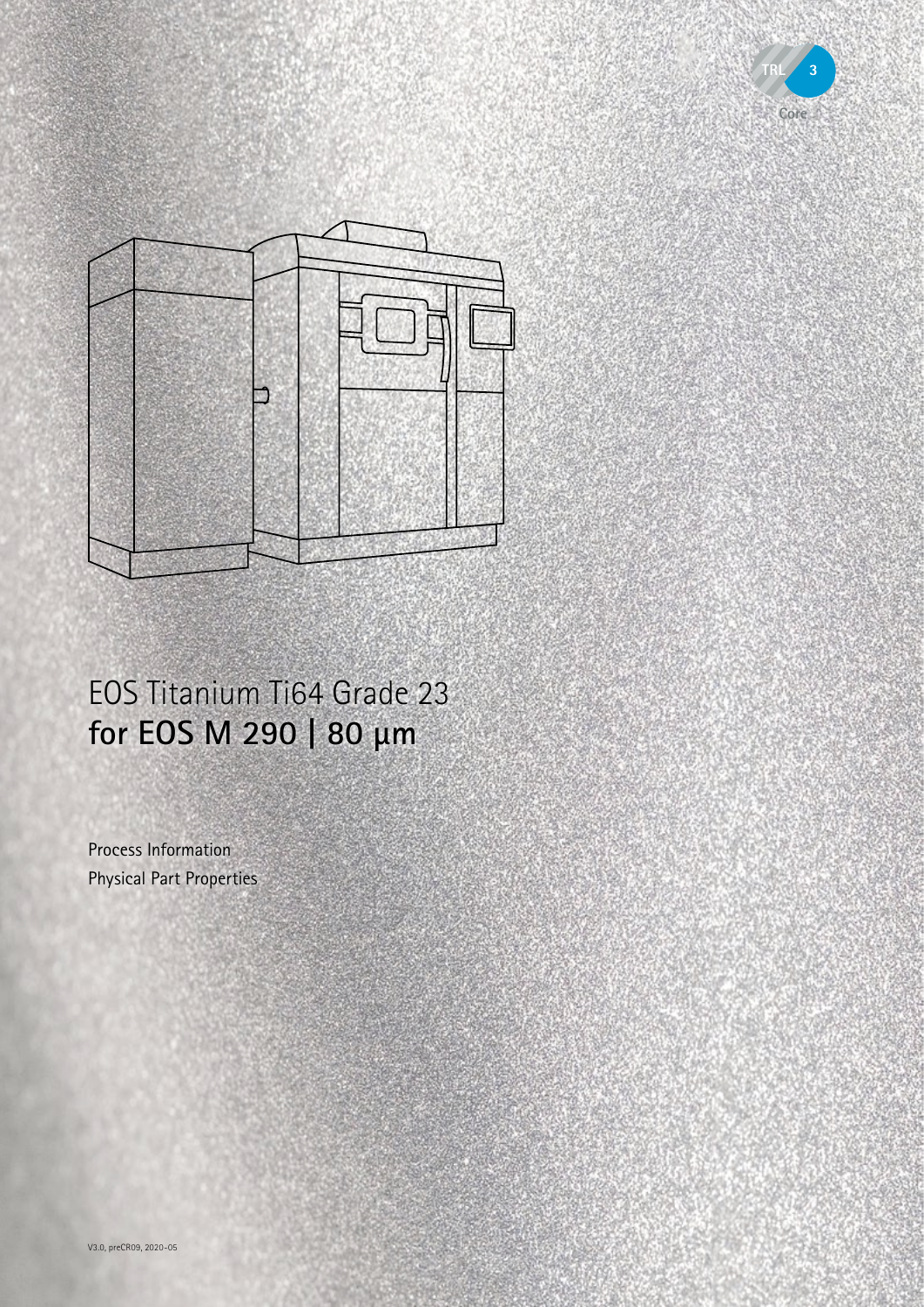TRL 3

Core

# EOS Titanium Ti64 Grade 23
## **for EOS M 290 | 80 µm**

Process Information

Physical Part Properties

V3.0, preCR09, 2020-05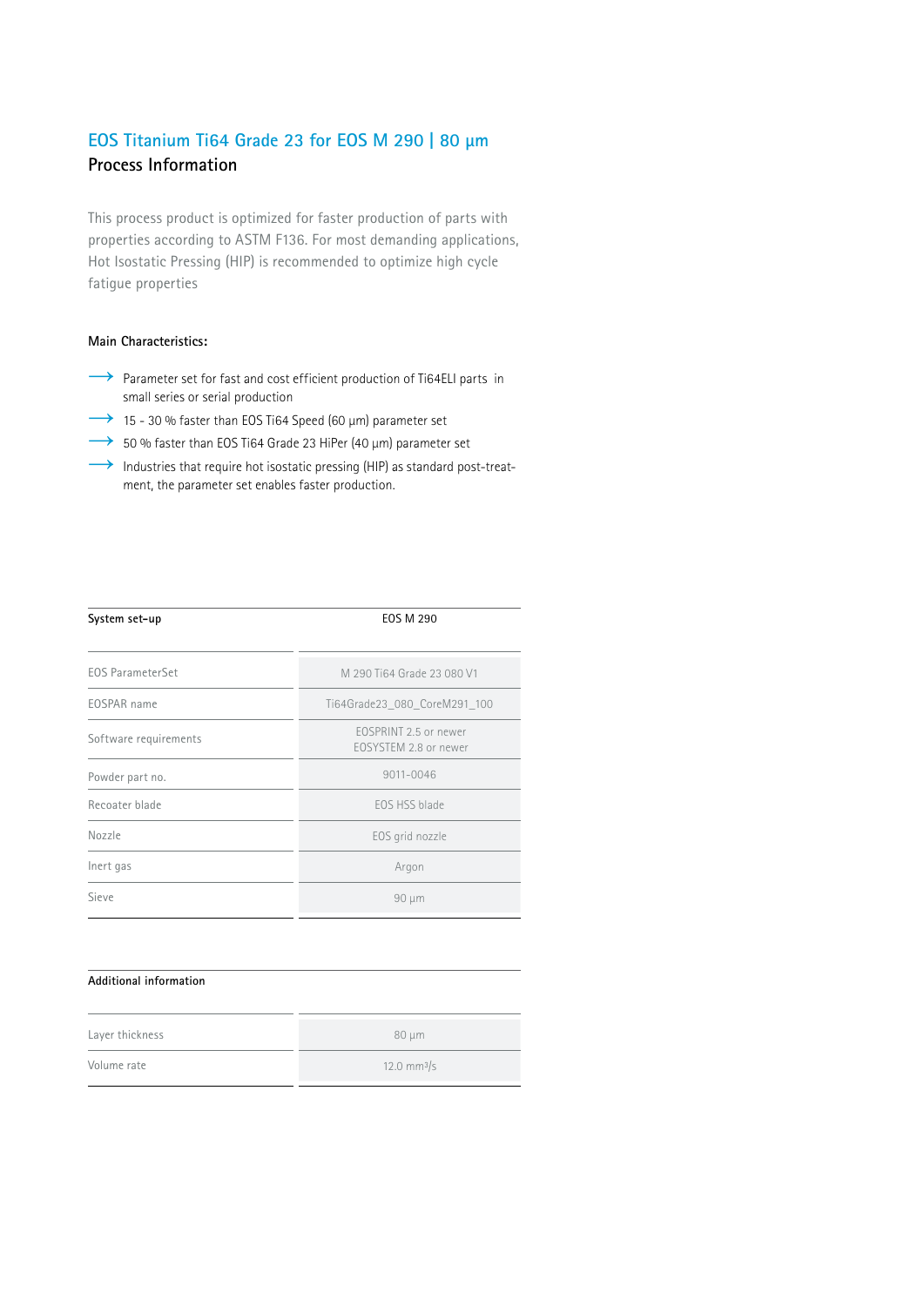## EOS Titanium Ti64 Grade 23 for EOS M 290 | 80 µm

### Process Information

This process product is optimized for faster production of parts with properties according to ASTM F136. For most demanding applications, Hot Isostatic Pressing (HIP) is recommended to optimize high cycle fatigue properties

**Main Characteristics:**

- Parameter set for fast and cost efficient production of Ti64ELI parts in small series or serial production
- 15 - 30 % faster than EOS Ti64 Speed (60 µm) parameter set
- 50 % faster than EOS Ti64 Grade 23 HiPer (40 µm) parameter set
- Industries that require hot isostatic pressing (HIP) as standard post-treatment, the parameter set enables faster production.

| System set-up | EOS M 290 |
|---|---|
| EOS ParameterSet | M 290 Ti64 Grade 23 080 V1 |
| EOSPAR name | Ti64Grade23_080_CoreM291_100 |
| Software requirements | EOSPRINT 2.5 or newer<br>EOSYSTEM 2.8 or newer |
| Powder part no. | 9011-0046 |
| Recoater blade | EOS HSS blade |
| Nozzle | EOS grid nozzle |
| Inert gas | Argon |
| Sieve | 90 µm |

| Additional information | |
|---|---|
| Layer thickness | 80 µm |
| Volume rate | 12.0 $mm^3/s$ |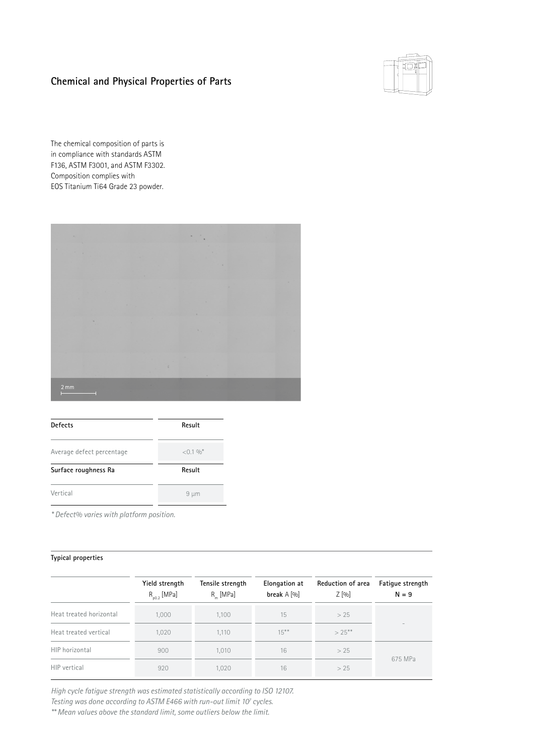## Chemical and Physical Properties of Parts

The chemical composition of parts is in compliance with standards ASTM F136, ASTM F3001, and ASTM F3302. Composition complies with EOS Titanium Ti64 Grade 23 powder.

| Defects | Result |
|---|---|
| Average defect percentage | <0.1 %* |
| **Surface roughness Ra** | **Result** |
| Vertical | 9 µm |

*\* Defect% varies with platform position.*

**Typical properties**

| | Yield strength $R_{p0.2}$ [MPa] | Tensile strength $R_m$ [MPa] | Elongation at break A [%] | Reduction of area Z [%] | Fatigue strength N = 9 |
|---|---|---|---|---|---|
| Heat treated horizontal | 1,000 | 1,100 | 15 | > 25 | – |
| Heat treated vertical | 1,020 | 1,110 | 15** | > 25** | |
| HIP horizontal | 900 | 1,010 | 16 | > 25 | 675 MPa |
| HIP vertical | 920 | 1,020 | 16 | > 25 | |

*High cycle fatigue strength was estimated statistically according to ISO 12107.*
*Testing was done according to ASTM E466 with run-out limit $10^7$ cycles.*
*\*\* Mean values above the standard limit, some outliers below the limit.*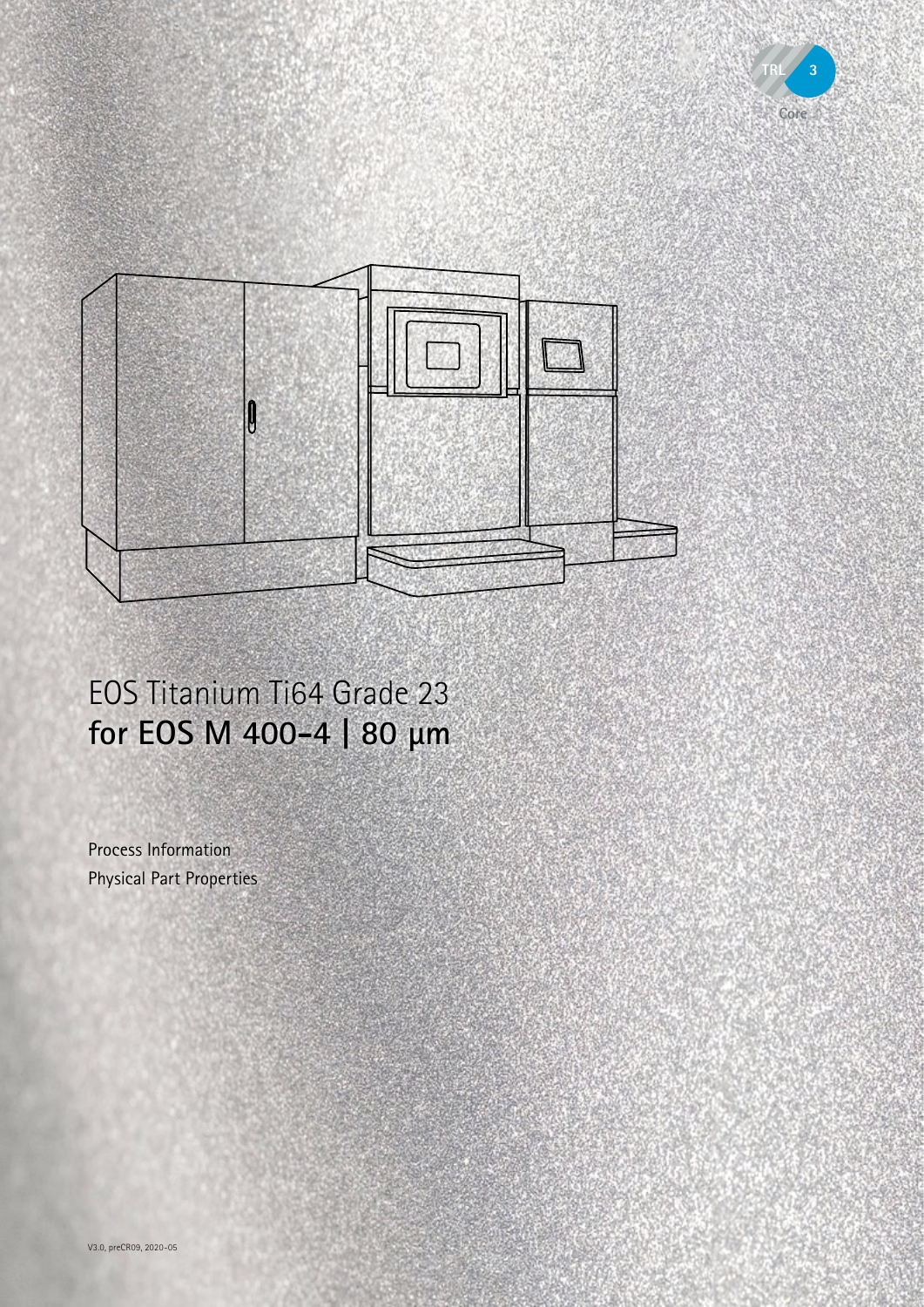TRL 3

Core

# EOS Titanium Ti64 Grade 23
## **for EOS M 400-4 | 80 µm**

Process Information

Physical Part Properties

V3.0, preCR09, 2020-05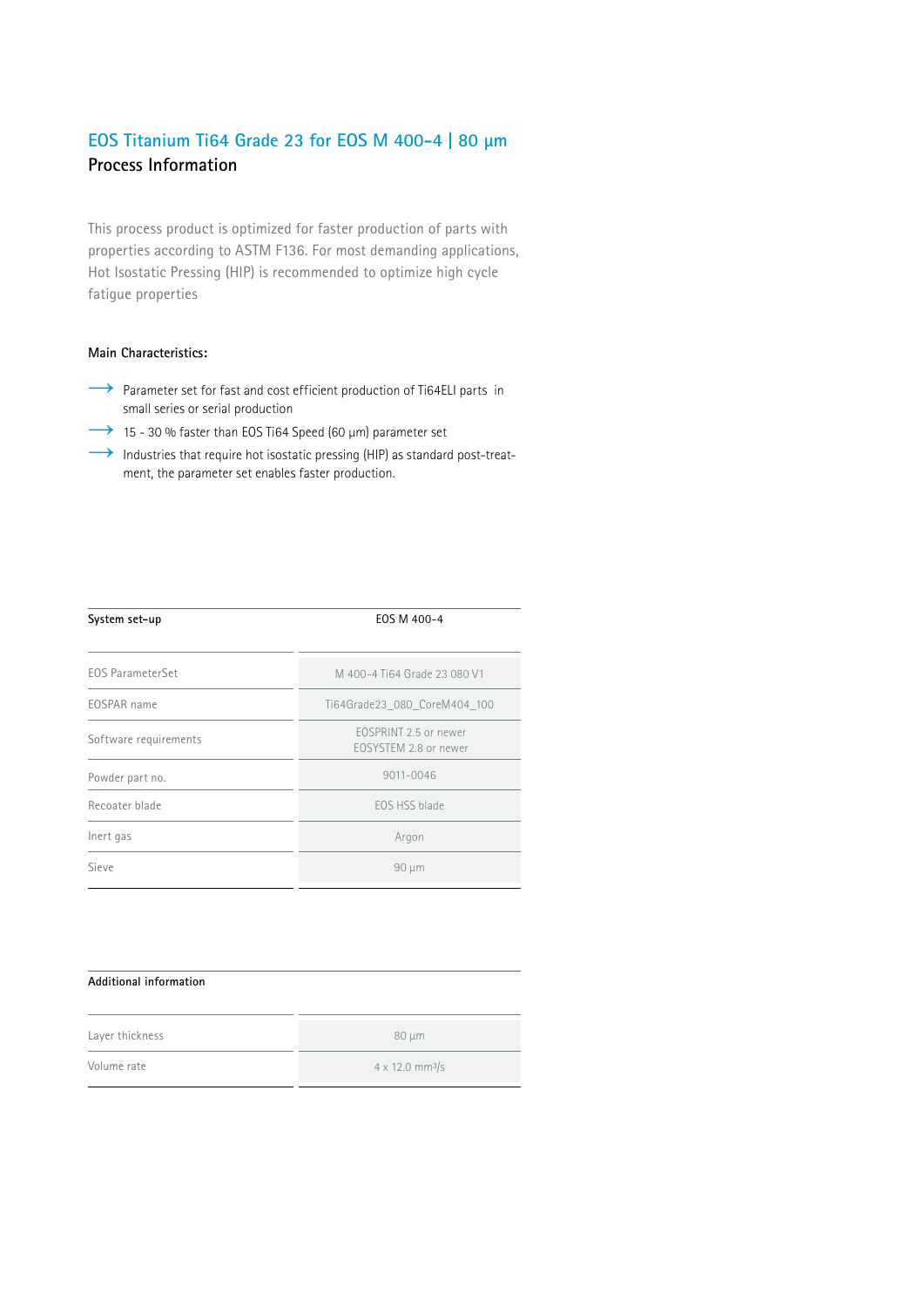# EOS Titanium Ti64 Grade 23 for EOS M 400-4 | 80 µm

## Process Information

This process product is optimized for faster production of parts with properties according to ASTM F136. For most demanding applications, Hot Isostatic Pressing (HIP) is recommended to optimize high cycle fatigue properties

**Main Characteristics:**

- Parameter set for fast and cost efficient production of Ti64ELI parts in small series or serial production
- 15 - 30 % faster than EOS Ti64 Speed (60 µm) parameter set
- Industries that require hot isostatic pressing (HIP) as standard post-treatment, the parameter set enables faster production.

| System set-up | EOS M 400-4 |
|---|---|
| EOS ParameterSet | M 400-4 Ti64 Grade 23 080 V1 |
| EOSPAR name | Ti64Grade23_080_CoreM404_100 |
| Software requirements | EOSPRINT 2.5 or newer<br>EOSYSTEM 2.8 or newer |
| Powder part no. | 9011-0046 |
| Recoater blade | EOS HSS blade |
| Inert gas | Argon |
| Sieve | 90 µm |

| Additional information | |
|---|---|
| Layer thickness | 80 µm |
| Volume rate | 4 x 12.0 $mm^3/s$ |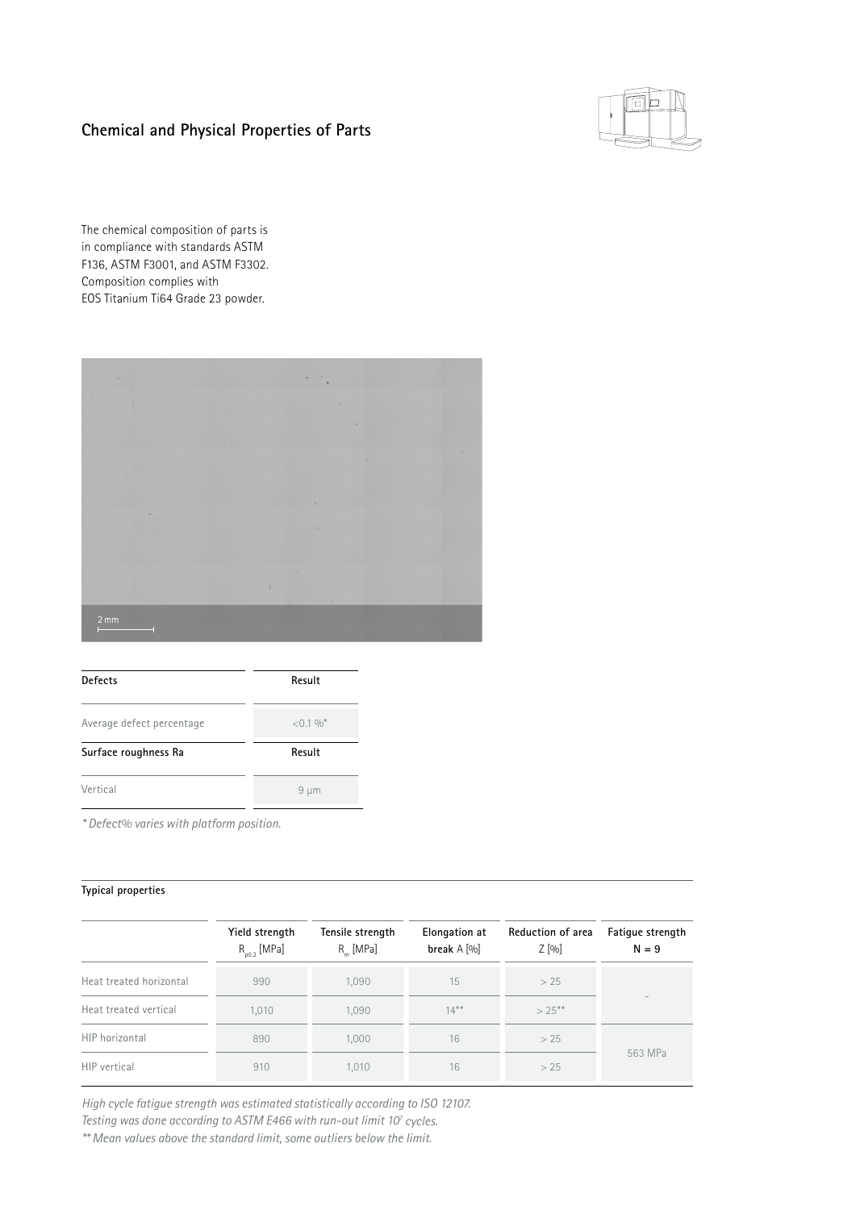## Chemical and Physical Properties of Parts

The chemical composition of parts is in compliance with standards ASTM F136, ASTM F3001, and ASTM F3302. Composition complies with EOS Titanium Ti64 Grade 23 powder.

2 mm

| Defects | Result |
|---|---|
| Average defect percentage | <0.1 %* |
| **Surface roughness Ra** | **Result** |
| Vertical | 9 µm |

*\* Defect% varies with platform position.*

**Typical properties**

| | Yield strength $R_{p0.2}$ [MPa] | Tensile strength $R_m$ [MPa] | Elongation at break A [%] | Reduction of area Z [%] | Fatigue strength N = 9 |
|---|---|---|---|---|---|
| Heat treated horizontal | 990 | 1,090 | 15 | > 25 | – |
| Heat treated vertical | 1,010 | 1,090 | 14** | > 25** | |
| HIP horizontal | 890 | 1,000 | 16 | > 25 | 563 MPa |
| HIP vertical | 910 | 1,010 | 16 | > 25 | |

*High cycle fatigue strength was estimated statistically according to ISO 12107.*
*Testing was done according to ASTM E466 with run-out limit $10^7$ cycles.*
*\*\* Mean values above the standard limit, some outliers below the limit.*